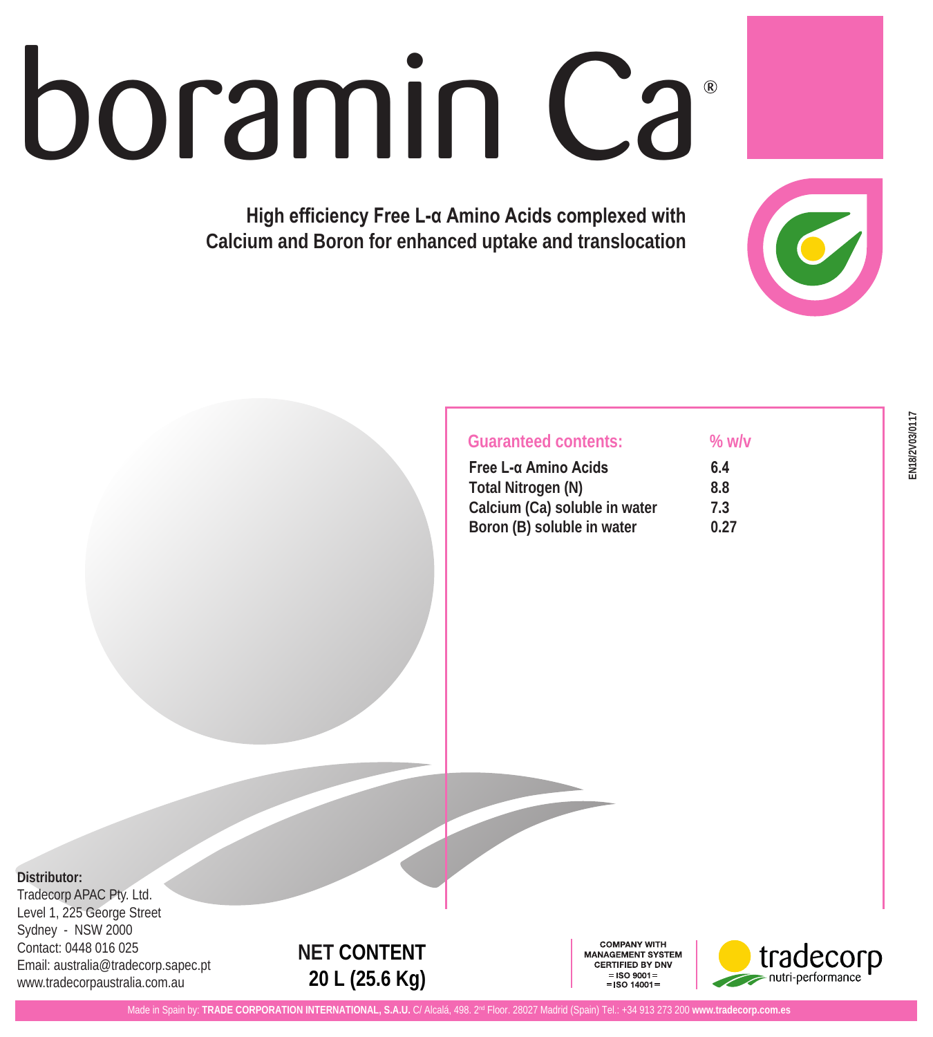# boramin Ca®

**High efficiency Free L-α Amino Acids complexed with Calcium and Boron for enhanced uptake and translocation**

EN18/2V03/0117

| Guaranteed contents: | % w/v |
|---|---|
| Free L-α Amino Acids | 6.4 |
| Total Nitrogen (N) | 8.8 |
| Calcium (Ca) soluble in water | 7.3 |
| Boron (B) soluble in water | 0.27 |

**Distributor:**
Tradecorp APAC Pty. Ltd.
Level 1, 225 George Street
Sydney - NSW 2000
Contact: 0448 016 025
Email: australia@tradecorp.sapec.pt
www.tradecorpaustralia.com.au

**NET CONTENT**
**20 L (25.6 Kg)**

COMPANY WITH MANAGEMENT SYSTEM CERTIFIED BY DNV
= ISO 9001 =
= ISO 14001 =

tradecorp nutri-performance

Made in Spain by: **TRADE CORPORATION INTERNATIONAL, S.A.U.** C/ Alcalá, 498. 2nd Floor. 28027 Madrid (Spain) Tel.: +34 913 273 200 **www.tradecorp.com.es**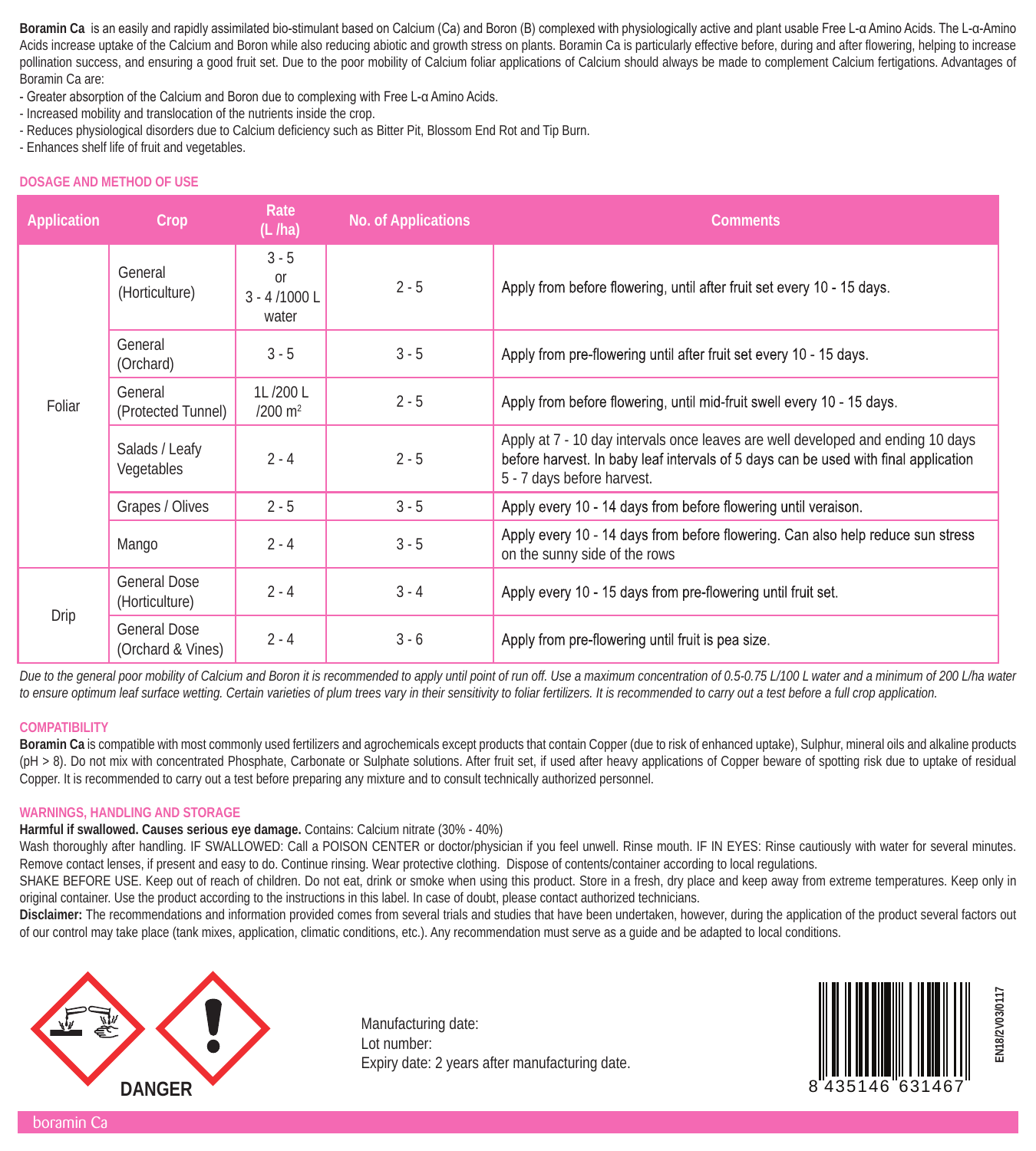**Boramin Ca** is an easily and rapidly assimilated bio-stimulant based on Calcium (Ca) and Boron (B) complexed with physiologically active and plant usable Free L-α Amino Acids. The L-α-Amino Acids increase uptake of the Calcium and Boron while also reducing abiotic and growth stress on plants. Boramin Ca is particularly effective before, during and after flowering, helping to increase pollination success, and ensuring a good fruit set. Due to the poor mobility of Calcium foliar applications of Calcium should always be made to complement Calcium fertigations. Advantages of Boramin Ca are:

- Greater absorption of the Calcium and Boron due to complexing with Free L-α Amino Acids.
- Increased mobility and translocation of the nutrients inside the crop.
- Reduces physiological disorders due to Calcium deficiency such as Bitter Pit, Blossom End Rot and Tip Burn.
- Enhances shelf life of fruit and vegetables.

## DOSAGE AND METHOD OF USE

| Application | Crop | Rate (L /ha) | No. of Applications | Comments |
|---|---|---|---|---|
| Foliar | General (Horticulture) | 3 - 5 or 3 - 4 /1000 L water | 2 - 5 | Apply from before flowering, until after fruit set every 10 - 15 days. |
| | General (Orchard) | 3 - 5 | 3 - 5 | Apply from pre-flowering until after fruit set every 10 - 15 days. |
| | General (Protected Tunnel) | 1L /200 L /200 $m^2$ | 2 - 5 | Apply from before flowering, until mid-fruit swell every 10 - 15 days. |
| | Salads / Leafy Vegetables | 2 - 4 | 2 - 5 | Apply at 7 - 10 day intervals once leaves are well developed and ending 10 days before harvest. In baby leaf intervals of 5 days can be used with final application 5 - 7 days before harvest. |
| | Grapes / Olives | 2 - 5 | 3 - 5 | Apply every 10 - 14 days from before flowering until veraison. |
| | Mango | 2 - 4 | 3 - 5 | Apply every 10 - 14 days from before flowering. Can also help reduce sun stress on the sunny side of the rows |
| Drip | General Dose (Horticulture) | 2 - 4 | 3 - 4 | Apply every 10 - 15 days from pre-flowering until fruit set. |
| | General Dose (Orchard & Vines) | 2 - 4 | 3 - 6 | Apply from pre-flowering until fruit is pea size. |

*Due to the general poor mobility of Calcium and Boron it is recommended to apply until point of run off. Use a maximum concentration of 0.5-0.75 L/100 L water and a minimum of 200 L/ha water to ensure optimum leaf surface wetting. Certain varieties of plum trees vary in their sensitivity to foliar fertilizers. It is recommended to carry out a test before a full crop application.*

## COMPATIBILITY

**Boramin Ca** is compatible with most commonly used fertilizers and agrochemicals except products that contain Copper (due to risk of enhanced uptake), Sulphur, mineral oils and alkaline products (pH > 8). Do not mix with concentrated Phosphate, Carbonate or Sulphate solutions. After fruit set, if used after heavy applications of Copper beware of spotting risk due to uptake of residual Copper. It is recommended to carry out a test before preparing any mixture and to consult technically authorized personnel.

## WARNINGS, HANDLING AND STORAGE

**Harmful if swallowed. Causes serious eye damage.** Contains: Calcium nitrate (30% - 40%)

Wash thoroughly after handling. IF SWALLOWED: Call a POISON CENTER or doctor/physician if you feel unwell. Rinse mouth. IF IN EYES: Rinse cautiously with water for several minutes. Remove contact lenses, if present and easy to do. Continue rinsing. Wear protective clothing. Dispose of contents/container according to local regulations.

SHAKE BEFORE USE. Keep out of reach of children. Do not eat, drink or smoke when using this product. Store in a fresh, dry place and keep away from extreme temperatures. Keep only in original container. Use the product according to the instructions in this label. In case of doubt, please contact authorized technicians.

**Disclaimer:** The recommendations and information provided comes from several trials and studies that have been undertaken, however, during the application of the product several factors out of our control may take place (tank mixes, application, climatic conditions, etc.). Any recommendation must serve as a guide and be adapted to local conditions.

**DANGER**

Manufacturing date:
Lot number:
Expiry date: 2 years after manufacturing date.

8 435146 631467

EN18/2V03/0117

boramin Ca